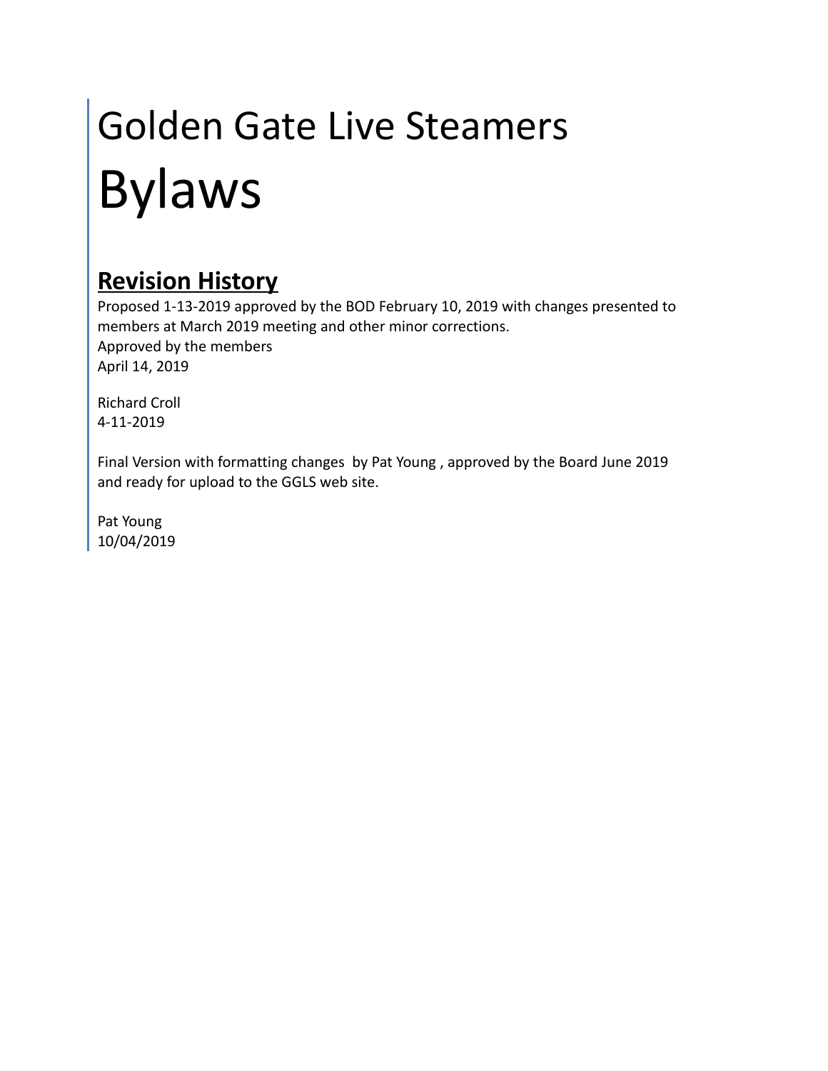# Golden Gate Live Steamers

# Bylaws

## Revision History

Proposed 1-13-2019 approved by the BOD February 10, 2019 with changes presented to members at March 2019 meeting and other minor corrections.
Approved by the members
April 14, 2019

Richard Croll
4-11-2019

Final Version with formatting changes by Pat Young , approved by the Board June 2019 and ready for upload to the GGLS web site.

Pat Young
10/04/2019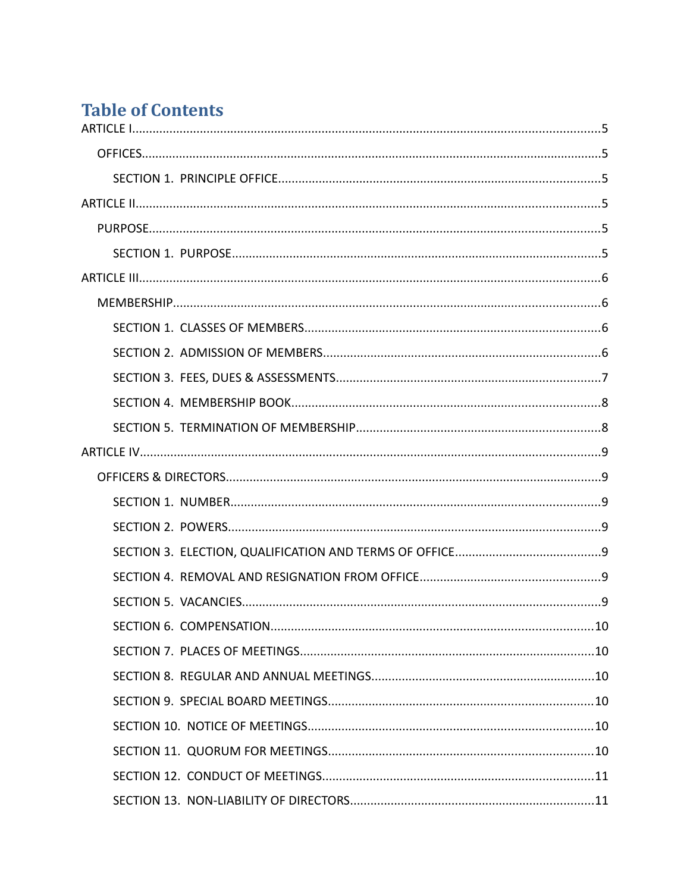# Table of Contents

ARTICLE I........................................................................................................................5

- OFFICES........................................................................................................................5
  - SECTION 1. PRINCIPLE OFFICE..............................................................................5

ARTICLE II.......................................................................................................................5

- PURPOSE.......................................................................................................................5
  - SECTION 1. PURPOSE...........................................................................................5

ARTICLE III......................................................................................................................6

- MEMBERSHIP................................................................................................................6
  - SECTION 1. CLASSES OF MEMBERS.......................................................................6
  - SECTION 2. ADMISSION OF MEMBERS.....................................................................6
  - SECTION 3. FEES, DUES & ASSESSMENTS..................................................................7
  - SECTION 4. MEMBERSHIP BOOK............................................................................8
  - SECTION 5. TERMINATION OF MEMBERSHIP............................................................8

ARTICLE IV.......................................................................................................................9

- OFFICERS & DIRECTORS..................................................................................................9
  - SECTION 1. NUMBER............................................................................................9
  - SECTION 2. POWERS.............................................................................................9
  - SECTION 3. ELECTION, QUALIFICATION AND TERMS OF OFFICE.....................................9
  - SECTION 4. REMOVAL AND RESIGNATION FROM OFFICE...............................................9
  - SECTION 5. VACANCIES...........................................................................................9
  - SECTION 6. COMPENSATION..................................................................................10
  - SECTION 7. PLACES OF MEETINGS...........................................................................10
  - SECTION 8. REGULAR AND ANNUAL MEETINGS...........................................................10
  - SECTION 9. SPECIAL BOARD MEETINGS....................................................................10
  - SECTION 10. NOTICE OF MEETINGS..........................................................................10
  - SECTION 11. QUORUM FOR MEETINGS......................................................................10
  - SECTION 12. CONDUCT OF MEETINGS......................................................................11
  - SECTION 13. NON-LIABILITY OF DIRECTORS...............................................................11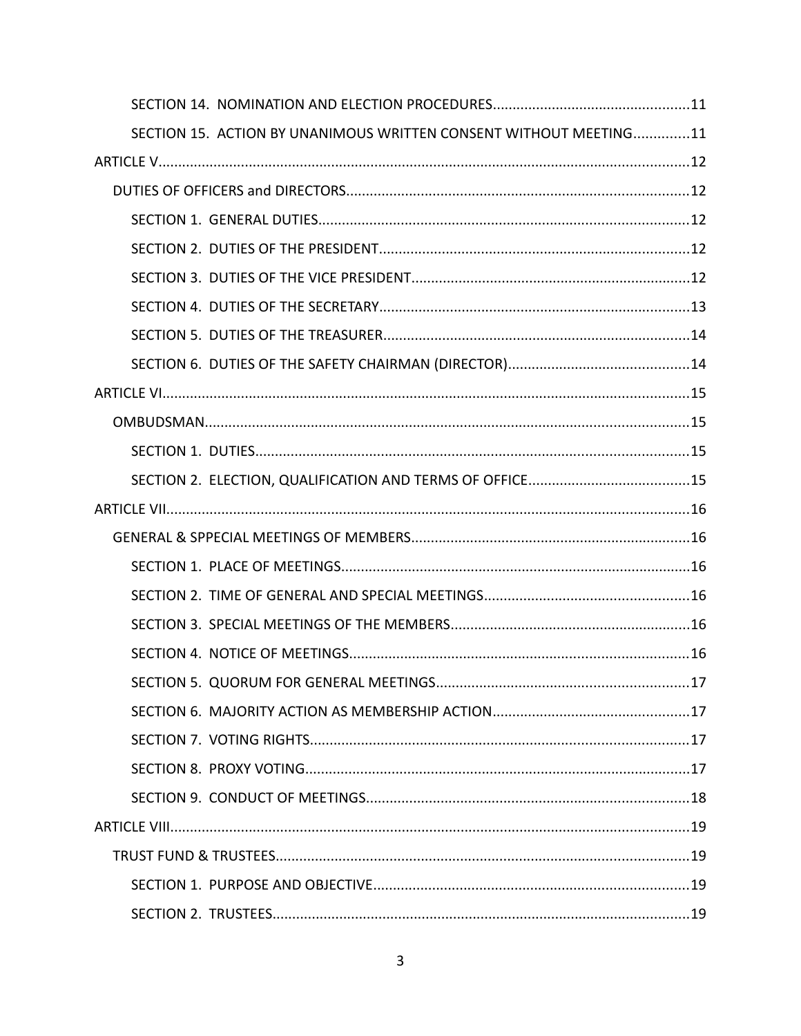SECTION 14. NOMINATION AND ELECTION PROCEDURES.................................................11

SECTION 15. ACTION BY UNANIMOUS WRITTEN CONSENT WITHOUT MEETING..............11

ARTICLE V.......................................................................................................................12

DUTIES OF OFFICERS and DIRECTORS.......................................................................12

SECTION 1. GENERAL DUTIES.............................................................................................12

SECTION 2. DUTIES OF THE PRESIDENT..............................................................................12

SECTION 3. DUTIES OF THE VICE PRESIDENT......................................................................12

SECTION 4. DUTIES OF THE SECRETARY..............................................................................13

SECTION 5. DUTIES OF THE TREASURER.............................................................................14

SECTION 6. DUTIES OF THE SAFETY CHAIRMAN (DIRECTOR)..............................................14

ARTICLE VI......................................................................................................................15

OMBUDSMAN..........................................................................................................15

SECTION 1. DUTIES.............................................................................................................15

SECTION 2. ELECTION, QUALIFICATION AND TERMS OF OFFICE.........................................15

ARTICLE VII.....................................................................................................................16

GENERAL & SPPECIAL MEETINGS OF MEMBERS.......................................................16

SECTION 1. PLACE OF MEETINGS........................................................................................16

SECTION 2. TIME OF GENERAL AND SPECIAL MEETINGS....................................................16

SECTION 3. SPECIAL MEETINGS OF THE MEMBERS.............................................................16

SECTION 4. NOTICE OF MEETINGS......................................................................................16

SECTION 5. QUORUM FOR GENERAL MEETINGS................................................................17

SECTION 6. MAJORITY ACTION AS MEMBERSHIP ACTION..................................................17

SECTION 7. VOTING RIGHTS...............................................................................................17

SECTION 8. PROXY VOTING.................................................................................................17

SECTION 9. CONDUCT OF MEETINGS..................................................................................18

ARTICLE VIII....................................................................................................................19

TRUST FUND & TRUSTEES........................................................................................19

SECTION 1. PURPOSE AND OBJECTIVE................................................................................19

SECTION 2. TRUSTEES.........................................................................................................19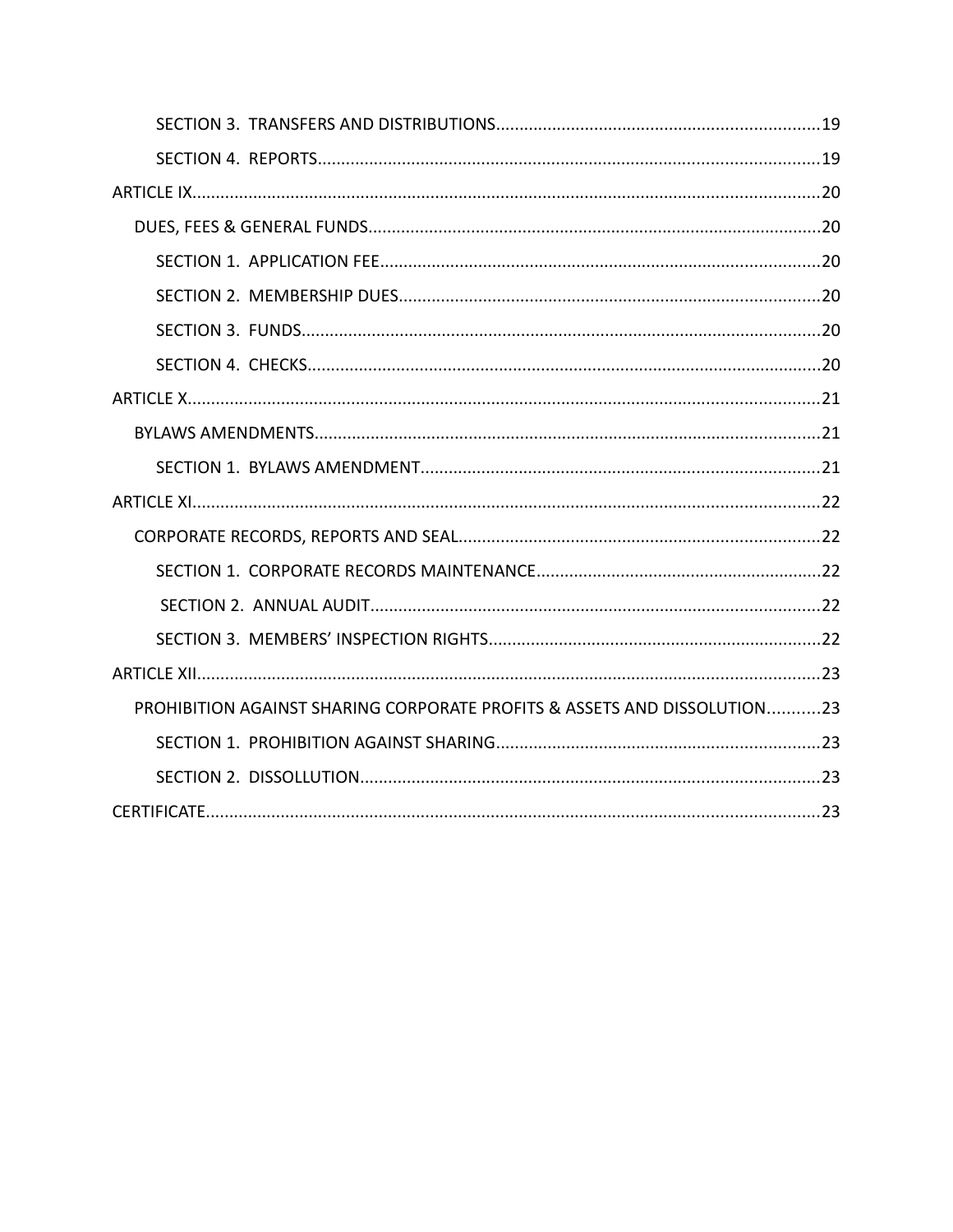SECTION 3. TRANSFERS AND DISTRIBUTIONS....................................................................19

SECTION 4. REPORTS..........................................................................................................19

ARTICLE IX......................................................................................................................................20

DUES, FEES & GENERAL FUNDS................................................................................................20

SECTION 1. APPLICATION FEE.............................................................................................20

SECTION 2. MEMBERSHIP DUES..........................................................................................20

SECTION 3. FUNDS..............................................................................................................20

SECTION 4. CHECKS.............................................................................................................20

ARTICLE X.......................................................................................................................................21

BYLAWS AMENDMENTS............................................................................................................21

SECTION 1. BYLAWS AMENDMENT.....................................................................................21

ARTICLE XI......................................................................................................................................22

CORPORATE RECORDS, REPORTS AND SEAL.............................................................................22

SECTION 1. CORPORATE RECORDS MAINTENANCE.............................................................22

SECTION 2. ANNUAL AUDIT................................................................................................22

SECTION 3. MEMBERS' INSPECTION RIGHTS.......................................................................22

ARTICLE XII.....................................................................................................................................23

PROHIBITION AGAINST SHARING CORPORATE PROFITS & ASSETS AND DISSOLUTION...........23

SECTION 1. PROHIBITION AGAINST SHARING.....................................................................23

SECTION 2. DISSOLLUTION..................................................................................................23

CERTIFICATE...................................................................................................................................23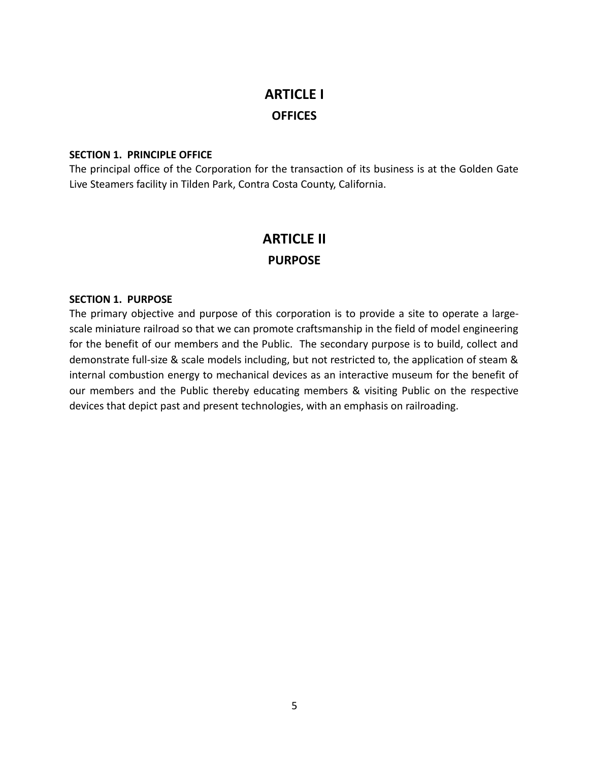# ARTICLE I

## OFFICES

**SECTION 1. PRINCIPLE OFFICE**

The principal office of the Corporation for the transaction of its business is at the Golden Gate Live Steamers facility in Tilden Park, Contra Costa County, California.

# ARTICLE II

## PURPOSE

**SECTION 1. PURPOSE**

The primary objective and purpose of this corporation is to provide a site to operate a large-scale miniature railroad so that we can promote craftsmanship in the field of model engineering for the benefit of our members and the Public. The secondary purpose is to build, collect and demonstrate full-size & scale models including, but not restricted to, the application of steam & internal combustion energy to mechanical devices as an interactive museum for the benefit of our members and the Public thereby educating members & visiting Public on the respective devices that depict past and present technologies, with an emphasis on railroading.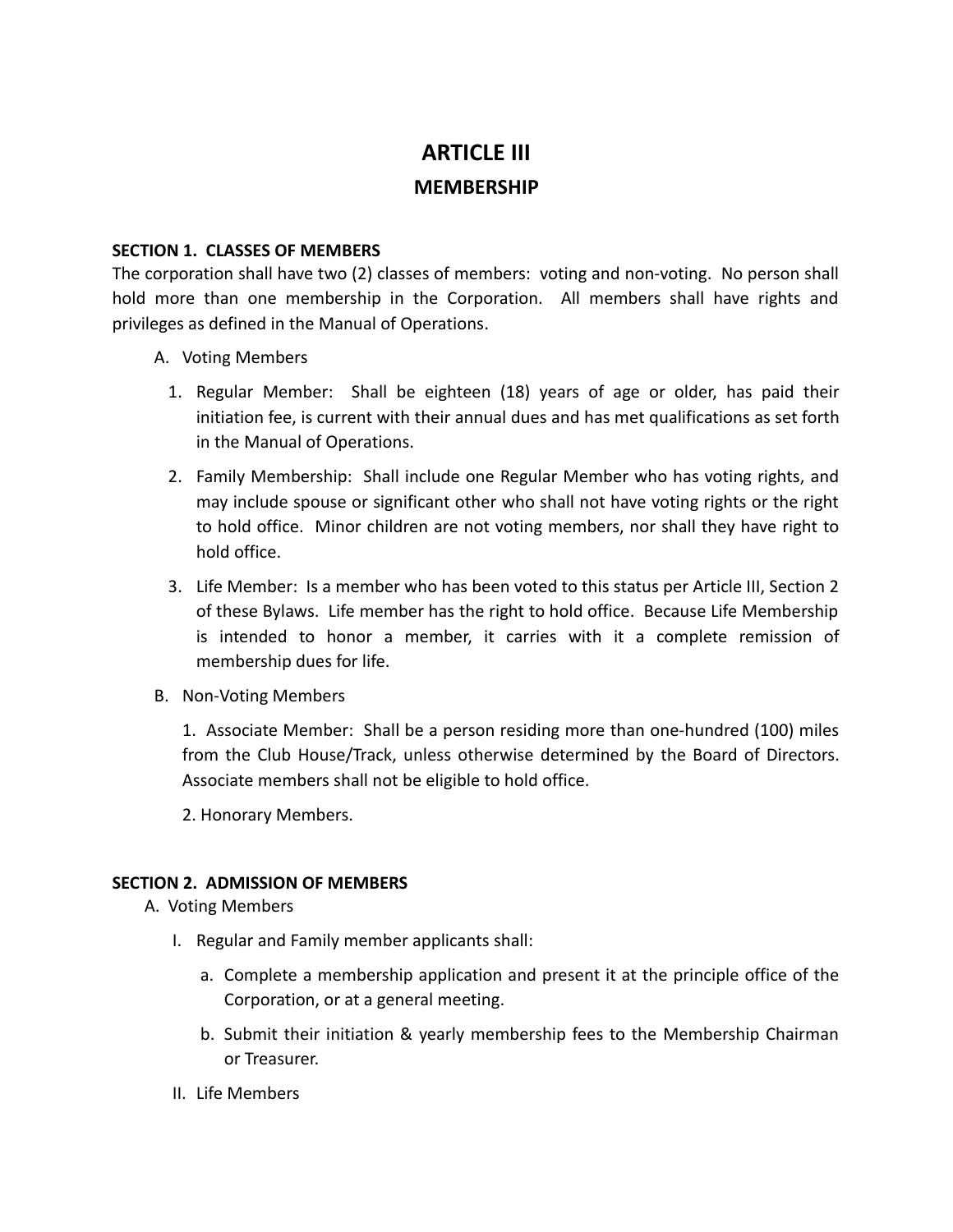# ARTICLE III

## MEMBERSHIP

**SECTION 1. CLASSES OF MEMBERS**

The corporation shall have two (2) classes of members: voting and non-voting. No person shall hold more than one membership in the Corporation. All members shall have rights and privileges as defined in the Manual of Operations.

A. Voting Members

1. Regular Member: Shall be eighteen (18) years of age or older, has paid their initiation fee, is current with their annual dues and has met qualifications as set forth in the Manual of Operations.
2. Family Membership: Shall include one Regular Member who has voting rights, and may include spouse or significant other who shall not have voting rights or the right to hold office. Minor children are not voting members, nor shall they have right to hold office.
3. Life Member: Is a member who has been voted to this status per Article III, Section 2 of these Bylaws. Life member has the right to hold office. Because Life Membership is intended to honor a member, it carries with it a complete remission of membership dues for life.

B. Non-Voting Members

1. Associate Member: Shall be a person residing more than one-hundred (100) miles from the Club House/Track, unless otherwise determined by the Board of Directors. Associate members shall not be eligible to hold office.

2. Honorary Members.

**SECTION 2. ADMISSION OF MEMBERS**

A. Voting Members

I. Regular and Family member applicants shall:

a. Complete a membership application and present it at the principle office of the Corporation, or at a general meeting.

b. Submit their initiation & yearly membership fees to the Membership Chairman or Treasurer.

II. Life Members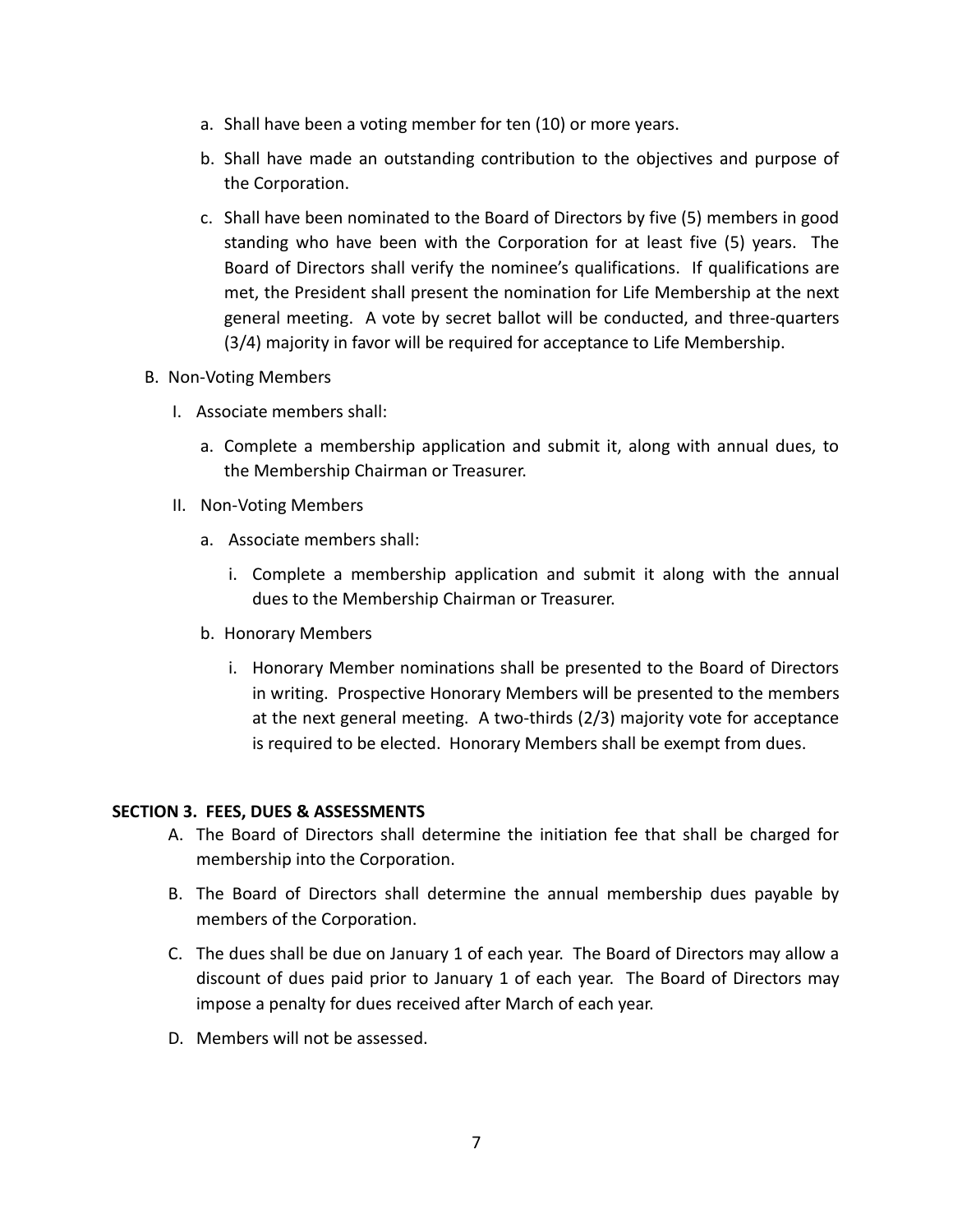a. Shall have been a voting member for ten (10) or more years.

b. Shall have made an outstanding contribution to the objectives and purpose of the Corporation.

c. Shall have been nominated to the Board of Directors by five (5) members in good standing who have been with the Corporation for at least five (5) years. The Board of Directors shall verify the nominee's qualifications. If qualifications are met, the President shall present the nomination for Life Membership at the next general meeting. A vote by secret ballot will be conducted, and three-quarters (3/4) majority in favor will be required for acceptance to Life Membership.

B. Non-Voting Members

I. Associate members shall:

a. Complete a membership application and submit it, along with annual dues, to the Membership Chairman or Treasurer.

II. Non-Voting Members

a. Associate members shall:

i. Complete a membership application and submit it along with the annual dues to the Membership Chairman or Treasurer.

b. Honorary Members

i. Honorary Member nominations shall be presented to the Board of Directors in writing. Prospective Honorary Members will be presented to the members at the next general meeting. A two-thirds (2/3) majority vote for acceptance is required to be elected. Honorary Members shall be exempt from dues.

**SECTION 3. FEES, DUES & ASSESSMENTS**

A. The Board of Directors shall determine the initiation fee that shall be charged for membership into the Corporation.

B. The Board of Directors shall determine the annual membership dues payable by members of the Corporation.

C. The dues shall be due on January 1 of each year. The Board of Directors may allow a discount of dues paid prior to January 1 of each year. The Board of Directors may impose a penalty for dues received after March of each year.

D. Members will not be assessed.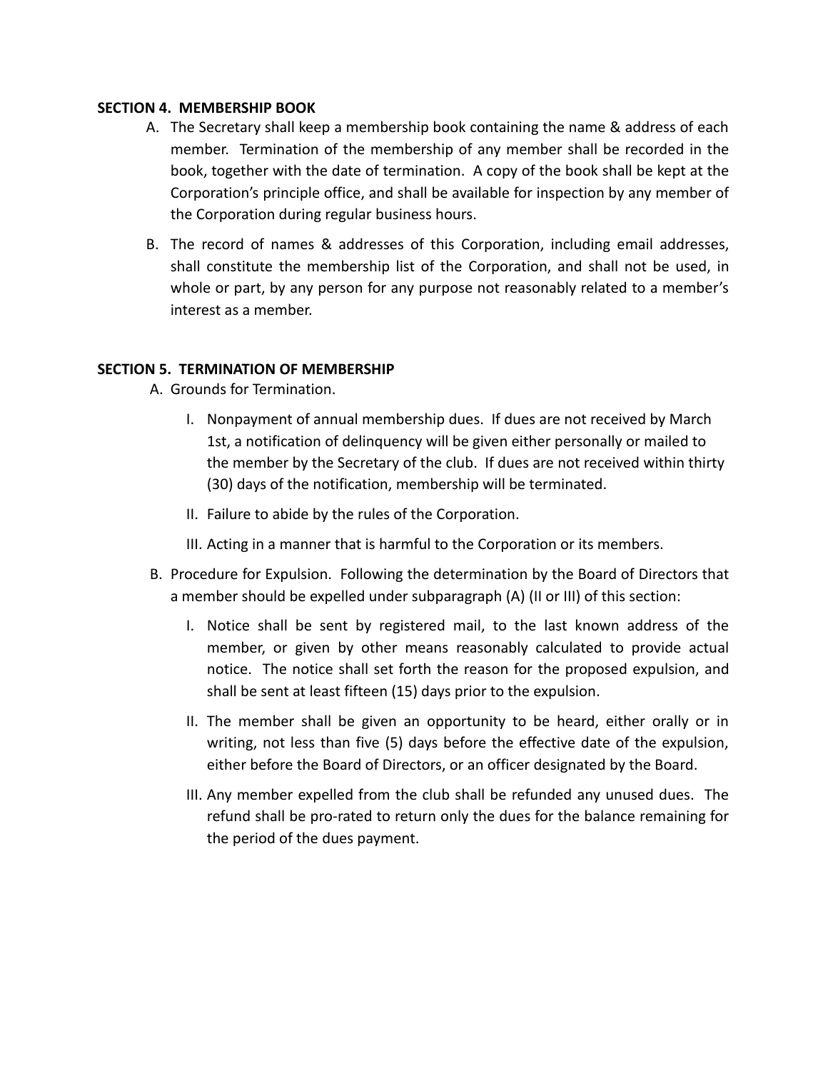**SECTION 4. MEMBERSHIP BOOK**

A. The Secretary shall keep a membership book containing the name & address of each member. Termination of the membership of any member shall be recorded in the book, together with the date of termination. A copy of the book shall be kept at the Corporation's principle office, and shall be available for inspection by any member of the Corporation during regular business hours.

B. The record of names & addresses of this Corporation, including email addresses, shall constitute the membership list of the Corporation, and shall not be used, in whole or part, by any person for any purpose not reasonably related to a member's interest as a member.

**SECTION 5. TERMINATION OF MEMBERSHIP**

A. Grounds for Termination.

   I. Nonpayment of annual membership dues. If dues are not received by March 1st, a notification of delinquency will be given either personally or mailed to the member by the Secretary of the club. If dues are not received within thirty (30) days of the notification, membership will be terminated.

   II. Failure to abide by the rules of the Corporation.

   III. Acting in a manner that is harmful to the Corporation or its members.

B. Procedure for Expulsion. Following the determination by the Board of Directors that a member should be expelled under subparagraph (A) (II or III) of this section:

   I. Notice shall be sent by registered mail, to the last known address of the member, or given by other means reasonably calculated to provide actual notice. The notice shall set forth the reason for the proposed expulsion, and shall be sent at least fifteen (15) days prior to the expulsion.

   II. The member shall be given an opportunity to be heard, either orally or in writing, not less than five (5) days before the effective date of the expulsion, either before the Board of Directors, or an officer designated by the Board.

   III. Any member expelled from the club shall be refunded any unused dues. The refund shall be pro-rated to return only the dues for the balance remaining for the period of the dues payment.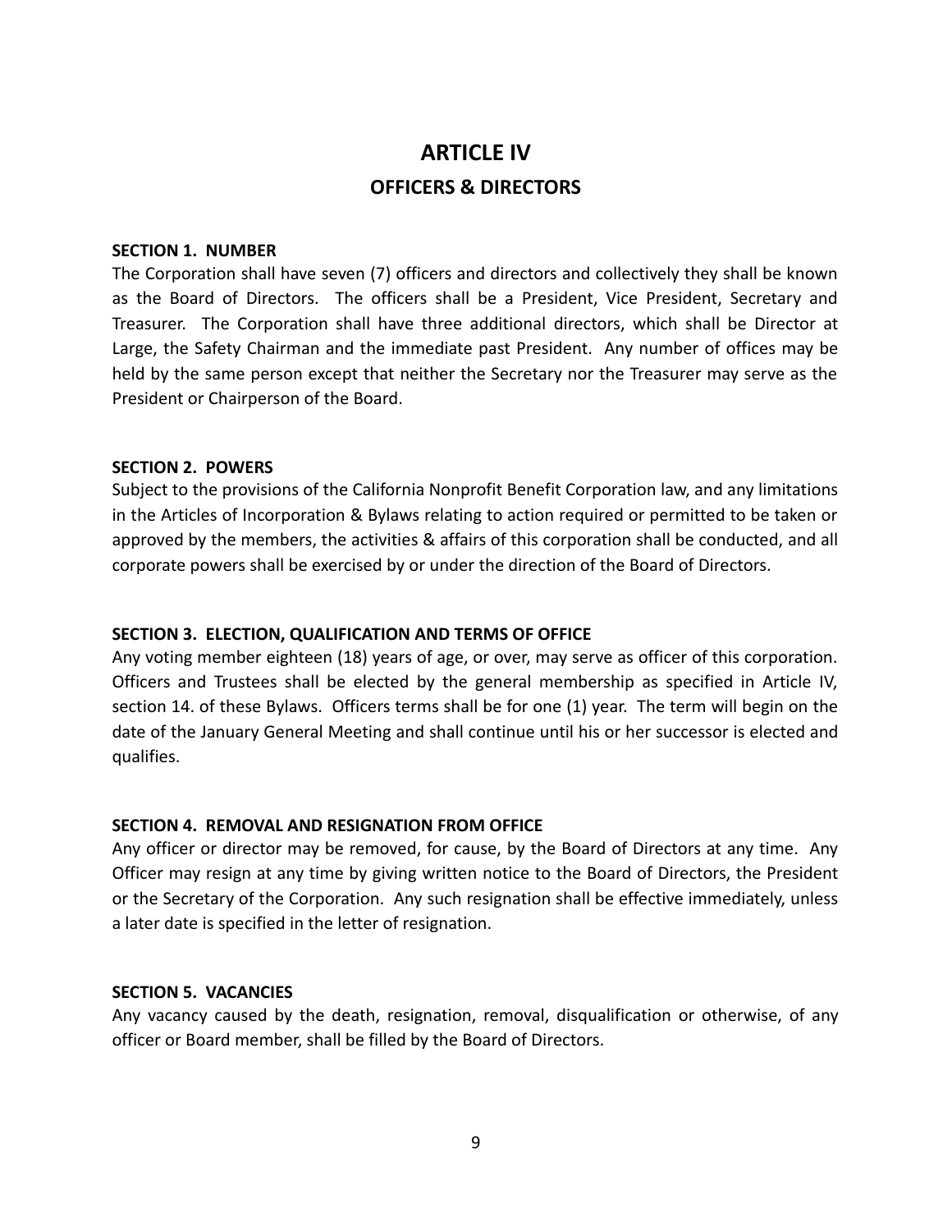# ARTICLE IV

## OFFICERS & DIRECTORS

**SECTION 1. NUMBER**

The Corporation shall have seven (7) officers and directors and collectively they shall be known as the Board of Directors. The officers shall be a President, Vice President, Secretary and Treasurer. The Corporation shall have three additional directors, which shall be Director at Large, the Safety Chairman and the immediate past President. Any number of offices may be held by the same person except that neither the Secretary nor the Treasurer may serve as the President or Chairperson of the Board.

**SECTION 2. POWERS**

Subject to the provisions of the California Nonprofit Benefit Corporation law, and any limitations in the Articles of Incorporation & Bylaws relating to action required or permitted to be taken or approved by the members, the activities & affairs of this corporation shall be conducted, and all corporate powers shall be exercised by or under the direction of the Board of Directors.

**SECTION 3. ELECTION, QUALIFICATION AND TERMS OF OFFICE**

Any voting member eighteen (18) years of age, or over, may serve as officer of this corporation. Officers and Trustees shall be elected by the general membership as specified in Article IV, section 14. of these Bylaws. Officers terms shall be for one (1) year. The term will begin on the date of the January General Meeting and shall continue until his or her successor is elected and qualifies.

**SECTION 4. REMOVAL AND RESIGNATION FROM OFFICE**

Any officer or director may be removed, for cause, by the Board of Directors at any time. Any Officer may resign at any time by giving written notice to the Board of Directors, the President or the Secretary of the Corporation. Any such resignation shall be effective immediately, unless a later date is specified in the letter of resignation.

**SECTION 5. VACANCIES**

Any vacancy caused by the death, resignation, removal, disqualification or otherwise, of any officer or Board member, shall be filled by the Board of Directors.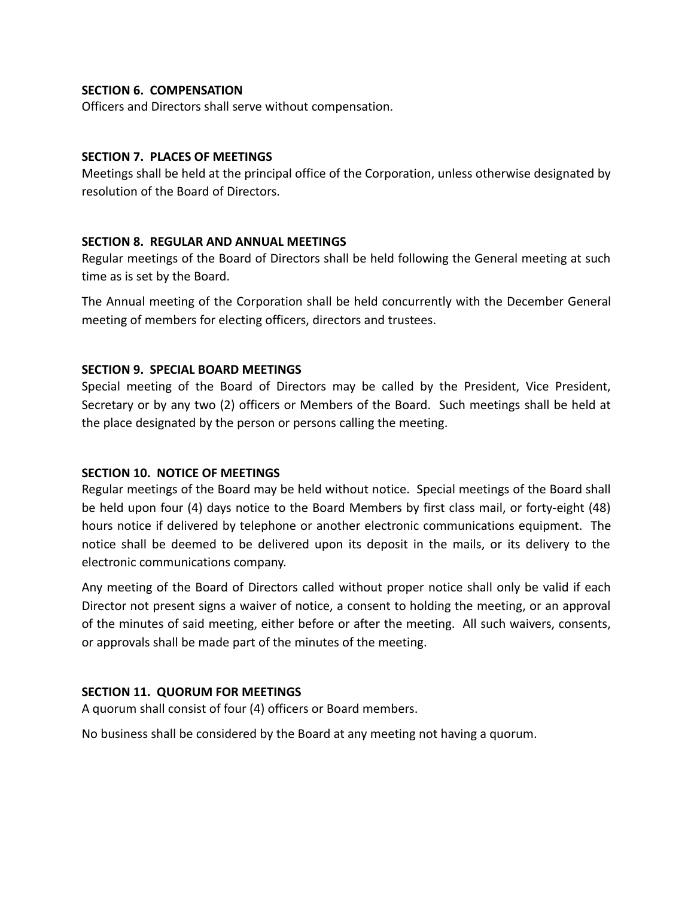### SECTION 6. COMPENSATION

Officers and Directors shall serve without compensation.

### SECTION 7. PLACES OF MEETINGS

Meetings shall be held at the principal office of the Corporation, unless otherwise designated by resolution of the Board of Directors.

### SECTION 8. REGULAR AND ANNUAL MEETINGS

Regular meetings of the Board of Directors shall be held following the General meeting at such time as is set by the Board.

The Annual meeting of the Corporation shall be held concurrently with the December General meeting of members for electing officers, directors and trustees.

### SECTION 9. SPECIAL BOARD MEETINGS

Special meeting of the Board of Directors may be called by the President, Vice President, Secretary or by any two (2) officers or Members of the Board. Such meetings shall be held at the place designated by the person or persons calling the meeting.

### SECTION 10. NOTICE OF MEETINGS

Regular meetings of the Board may be held without notice. Special meetings of the Board shall be held upon four (4) days notice to the Board Members by first class mail, or forty-eight (48) hours notice if delivered by telephone or another electronic communications equipment. The notice shall be deemed to be delivered upon its deposit in the mails, or its delivery to the electronic communications company.

Any meeting of the Board of Directors called without proper notice shall only be valid if each Director not present signs a waiver of notice, a consent to holding the meeting, or an approval of the minutes of said meeting, either before or after the meeting. All such waivers, consents, or approvals shall be made part of the minutes of the meeting.

### SECTION 11. QUORUM FOR MEETINGS

A quorum shall consist of four (4) officers or Board members.

No business shall be considered by the Board at any meeting not having a quorum.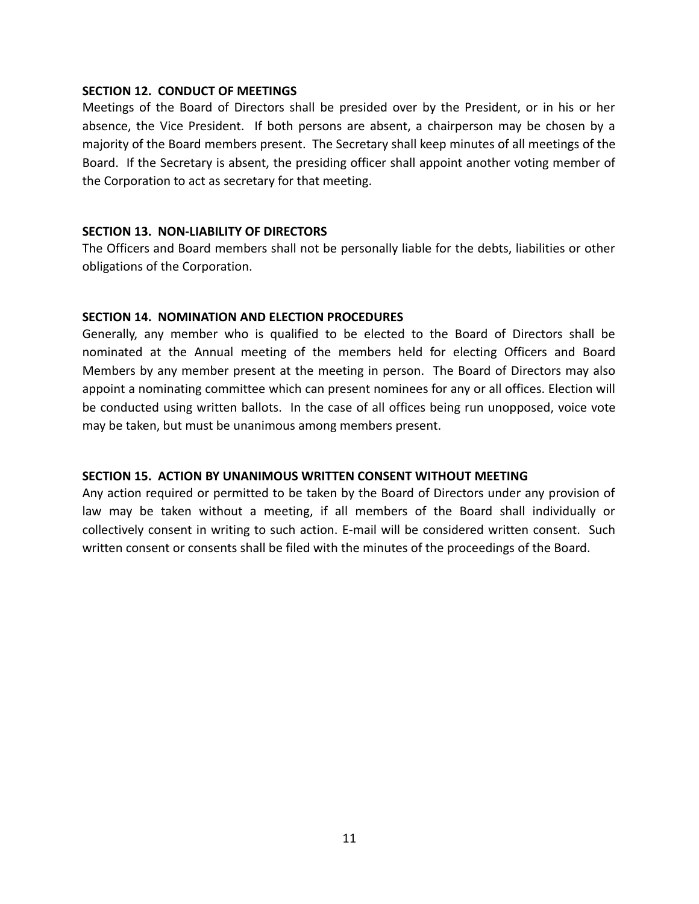**SECTION 12. CONDUCT OF MEETINGS**

Meetings of the Board of Directors shall be presided over by the President, or in his or her absence, the Vice President. If both persons are absent, a chairperson may be chosen by a majority of the Board members present. The Secretary shall keep minutes of all meetings of the Board. If the Secretary is absent, the presiding officer shall appoint another voting member of the Corporation to act as secretary for that meeting.

**SECTION 13. NON-LIABILITY OF DIRECTORS**

The Officers and Board members shall not be personally liable for the debts, liabilities or other obligations of the Corporation.

**SECTION 14. NOMINATION AND ELECTION PROCEDURES**

Generally, any member who is qualified to be elected to the Board of Directors shall be nominated at the Annual meeting of the members held for electing Officers and Board Members by any member present at the meeting in person. The Board of Directors may also appoint a nominating committee which can present nominees for any or all offices. Election will be conducted using written ballots. In the case of all offices being run unopposed, voice vote may be taken, but must be unanimous among members present.

**SECTION 15. ACTION BY UNANIMOUS WRITTEN CONSENT WITHOUT MEETING**

Any action required or permitted to be taken by the Board of Directors under any provision of law may be taken without a meeting, if all members of the Board shall individually or collectively consent in writing to such action. E-mail will be considered written consent. Such written consent or consents shall be filed with the minutes of the proceedings of the Board.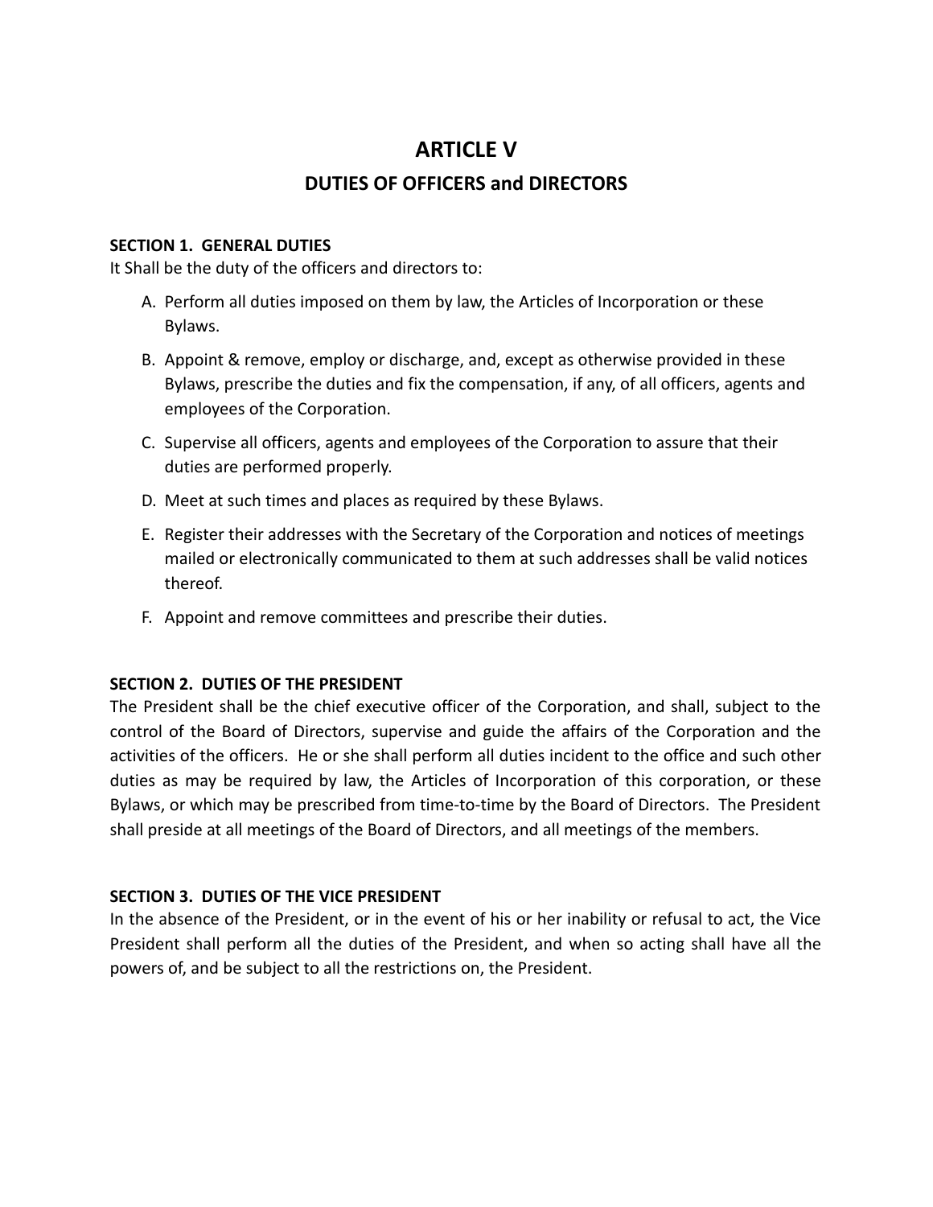# ARTICLE V

## DUTIES OF OFFICERS and DIRECTORS

**SECTION 1. GENERAL DUTIES**
It Shall be the duty of the officers and directors to:

A. Perform all duties imposed on them by law, the Articles of Incorporation or these Bylaws.

B. Appoint & remove, employ or discharge, and, except as otherwise provided in these Bylaws, prescribe the duties and fix the compensation, if any, of all officers, agents and employees of the Corporation.

C. Supervise all officers, agents and employees of the Corporation to assure that their duties are performed properly.

D. Meet at such times and places as required by these Bylaws.

E. Register their addresses with the Secretary of the Corporation and notices of meetings mailed or electronically communicated to them at such addresses shall be valid notices thereof.

F. Appoint and remove committees and prescribe their duties.

**SECTION 2. DUTIES OF THE PRESIDENT**
The President shall be the chief executive officer of the Corporation, and shall, subject to the control of the Board of Directors, supervise and guide the affairs of the Corporation and the activities of the officers. He or she shall perform all duties incident to the office and such other duties as may be required by law, the Articles of Incorporation of this corporation, or these Bylaws, or which may be prescribed from time-to-time by the Board of Directors. The President shall preside at all meetings of the Board of Directors, and all meetings of the members.

**SECTION 3. DUTIES OF THE VICE PRESIDENT**
In the absence of the President, or in the event of his or her inability or refusal to act, the Vice President shall perform all the duties of the President, and when so acting shall have all the powers of, and be subject to all the restrictions on, the President.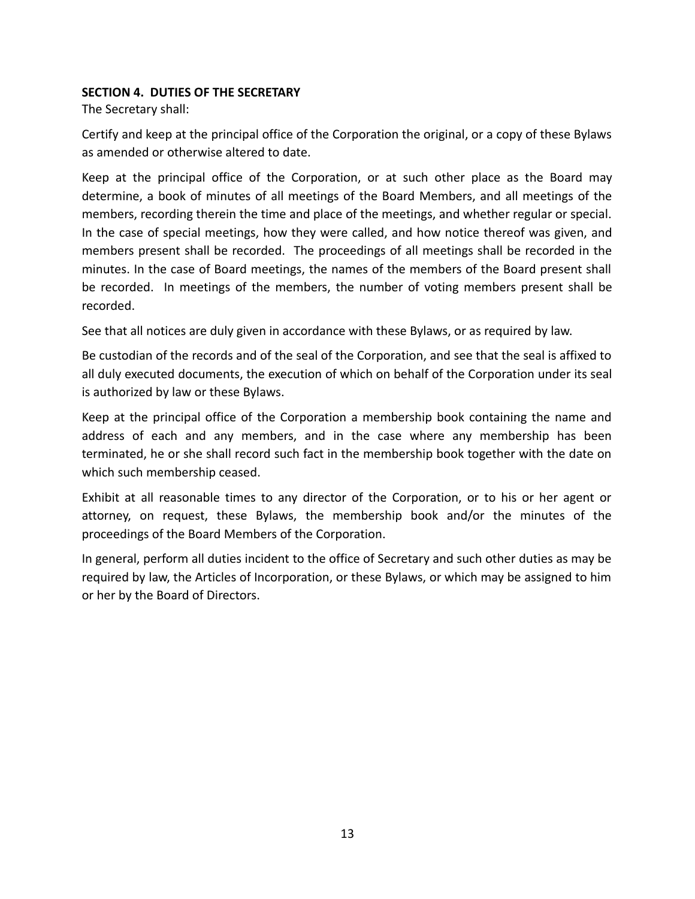**SECTION 4. DUTIES OF THE SECRETARY**

The Secretary shall:

Certify and keep at the principal office of the Corporation the original, or a copy of these Bylaws as amended or otherwise altered to date.

Keep at the principal office of the Corporation, or at such other place as the Board may determine, a book of minutes of all meetings of the Board Members, and all meetings of the members, recording therein the time and place of the meetings, and whether regular or special. In the case of special meetings, how they were called, and how notice thereof was given, and members present shall be recorded. The proceedings of all meetings shall be recorded in the minutes. In the case of Board meetings, the names of the members of the Board present shall be recorded. In meetings of the members, the number of voting members present shall be recorded.

See that all notices are duly given in accordance with these Bylaws, or as required by law.

Be custodian of the records and of the seal of the Corporation, and see that the seal is affixed to all duly executed documents, the execution of which on behalf of the Corporation under its seal is authorized by law or these Bylaws.

Keep at the principal office of the Corporation a membership book containing the name and address of each and any members, and in the case where any membership has been terminated, he or she shall record such fact in the membership book together with the date on which such membership ceased.

Exhibit at all reasonable times to any director of the Corporation, or to his or her agent or attorney, on request, these Bylaws, the membership book and/or the minutes of the proceedings of the Board Members of the Corporation.

In general, perform all duties incident to the office of Secretary and such other duties as may be required by law, the Articles of Incorporation, or these Bylaws, or which may be assigned to him or her by the Board of Directors.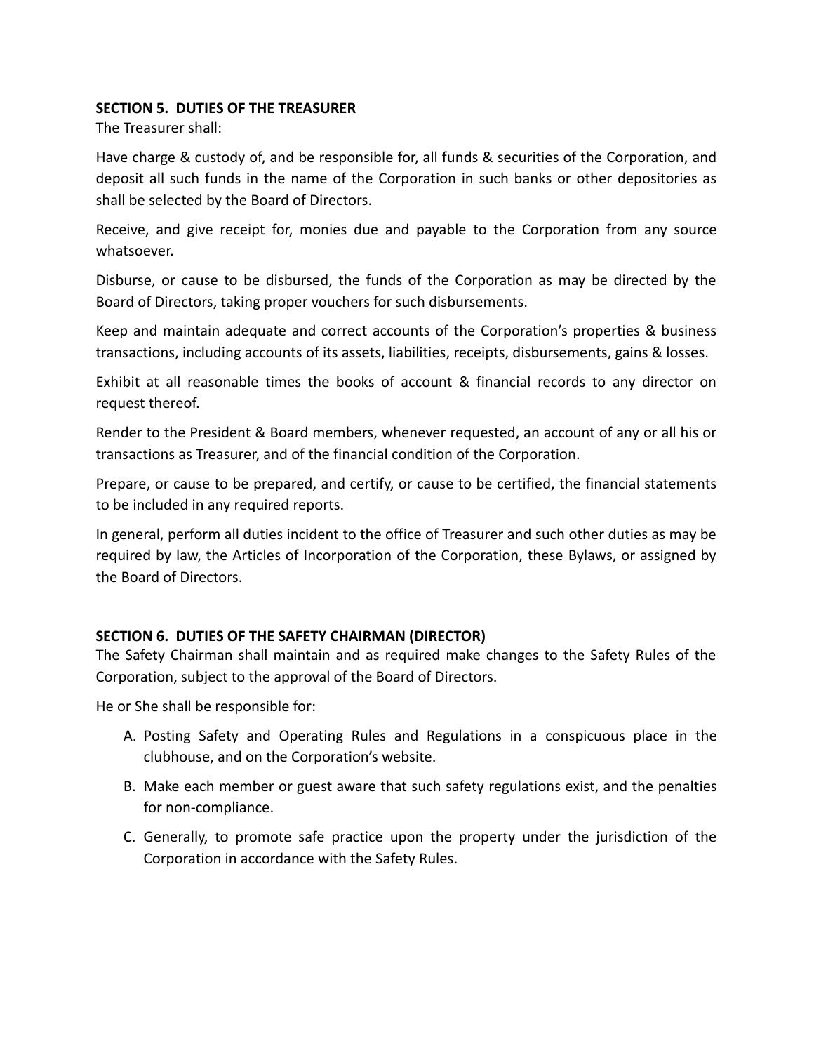**SECTION 5. DUTIES OF THE TREASURER**

The Treasurer shall:

Have charge & custody of, and be responsible for, all funds & securities of the Corporation, and deposit all such funds in the name of the Corporation in such banks or other depositories as shall be selected by the Board of Directors.

Receive, and give receipt for, monies due and payable to the Corporation from any source whatsoever.

Disburse, or cause to be disbursed, the funds of the Corporation as may be directed by the Board of Directors, taking proper vouchers for such disbursements.

Keep and maintain adequate and correct accounts of the Corporation's properties & business transactions, including accounts of its assets, liabilities, receipts, disbursements, gains & losses.

Exhibit at all reasonable times the books of account & financial records to any director on request thereof.

Render to the President & Board members, whenever requested, an account of any or all his or transactions as Treasurer, and of the financial condition of the Corporation.

Prepare, or cause to be prepared, and certify, or cause to be certified, the financial statements to be included in any required reports.

In general, perform all duties incident to the office of Treasurer and such other duties as may be required by law, the Articles of Incorporation of the Corporation, these Bylaws, or assigned by the Board of Directors.

**SECTION 6. DUTIES OF THE SAFETY CHAIRMAN (DIRECTOR)**

The Safety Chairman shall maintain and as required make changes to the Safety Rules of the Corporation, subject to the approval of the Board of Directors.

He or She shall be responsible for:

A. Posting Safety and Operating Rules and Regulations in a conspicuous place in the clubhouse, and on the Corporation's website.

B. Make each member or guest aware that such safety regulations exist, and the penalties for non-compliance.

C. Generally, to promote safe practice upon the property under the jurisdiction of the Corporation in accordance with the Safety Rules.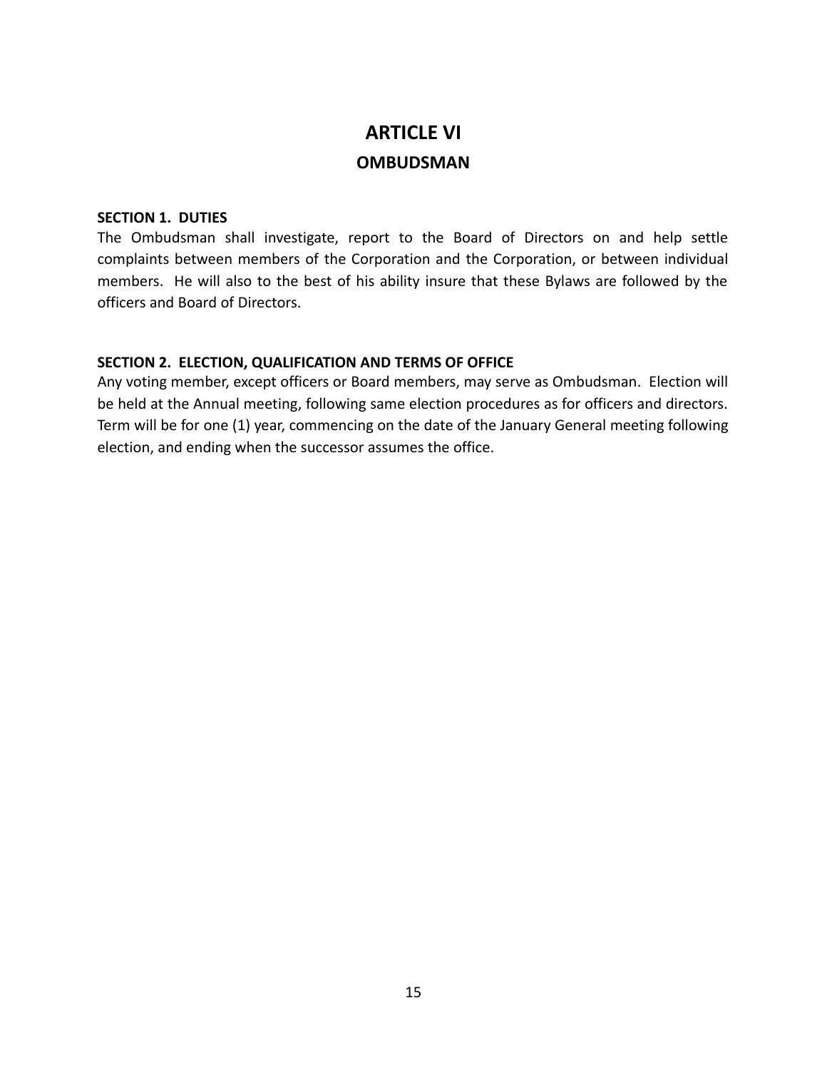# ARTICLE VI

## OMBUDSMAN

**SECTION 1. DUTIES**

The Ombudsman shall investigate, report to the Board of Directors on and help settle complaints between members of the Corporation and the Corporation, or between individual members. He will also to the best of his ability insure that these Bylaws are followed by the officers and Board of Directors.

**SECTION 2. ELECTION, QUALIFICATION AND TERMS OF OFFICE**

Any voting member, except officers or Board members, may serve as Ombudsman. Election will be held at the Annual meeting, following same election procedures as for officers and directors. Term will be for one (1) year, commencing on the date of the January General meeting following election, and ending when the successor assumes the office.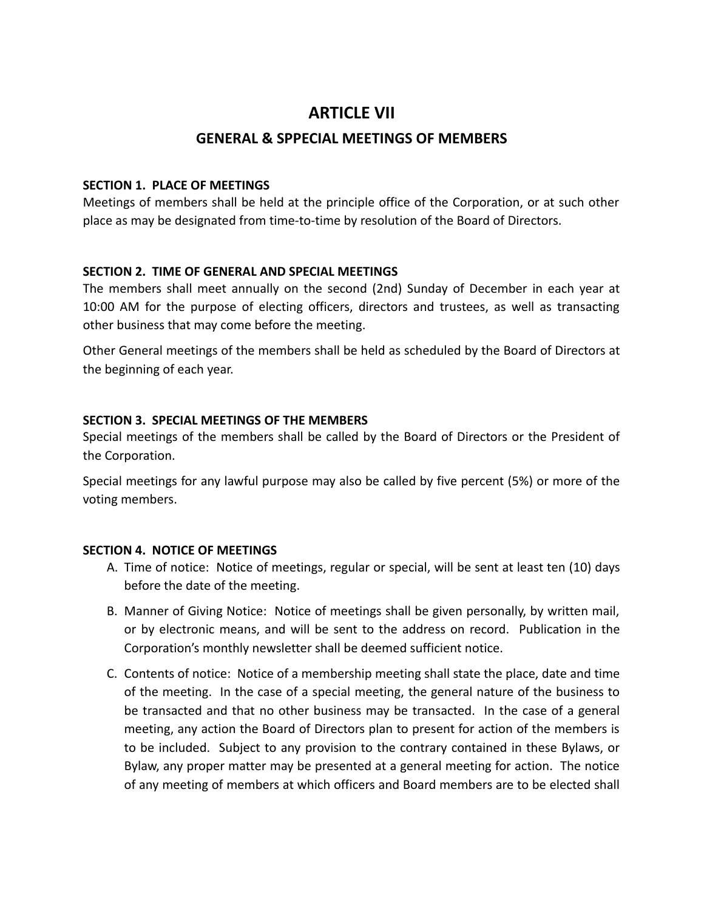# ARTICLE VII

## GENERAL & SPPECIAL MEETINGS OF MEMBERS

**SECTION 1. PLACE OF MEETINGS**
Meetings of members shall be held at the principle office of the Corporation, or at such other place as may be designated from time-to-time by resolution of the Board of Directors.

**SECTION 2. TIME OF GENERAL AND SPECIAL MEETINGS**
The members shall meet annually on the second (2nd) Sunday of December in each year at 10:00 AM for the purpose of electing officers, directors and trustees, as well as transacting other business that may come before the meeting.

Other General meetings of the members shall be held as scheduled by the Board of Directors at the beginning of each year.

**SECTION 3. SPECIAL MEETINGS OF THE MEMBERS**
Special meetings of the members shall be called by the Board of Directors or the President of the Corporation.

Special meetings for any lawful purpose may also be called by five percent (5%) or more of the voting members.

**SECTION 4. NOTICE OF MEETINGS**

A. Time of notice: Notice of meetings, regular or special, will be sent at least ten (10) days before the date of the meeting.

B. Manner of Giving Notice: Notice of meetings shall be given personally, by written mail, or by electronic means, and will be sent to the address on record. Publication in the Corporation's monthly newsletter shall be deemed sufficient notice.

C. Contents of notice: Notice of a membership meeting shall state the place, date and time of the meeting. In the case of a special meeting, the general nature of the business to be transacted and that no other business may be transacted. In the case of a general meeting, any action the Board of Directors plan to present for action of the members is to be included. Subject to any provision to the contrary contained in these Bylaws, or Bylaw, any proper matter may be presented at a general meeting for action. The notice of any meeting of members at which officers and Board members are to be elected shall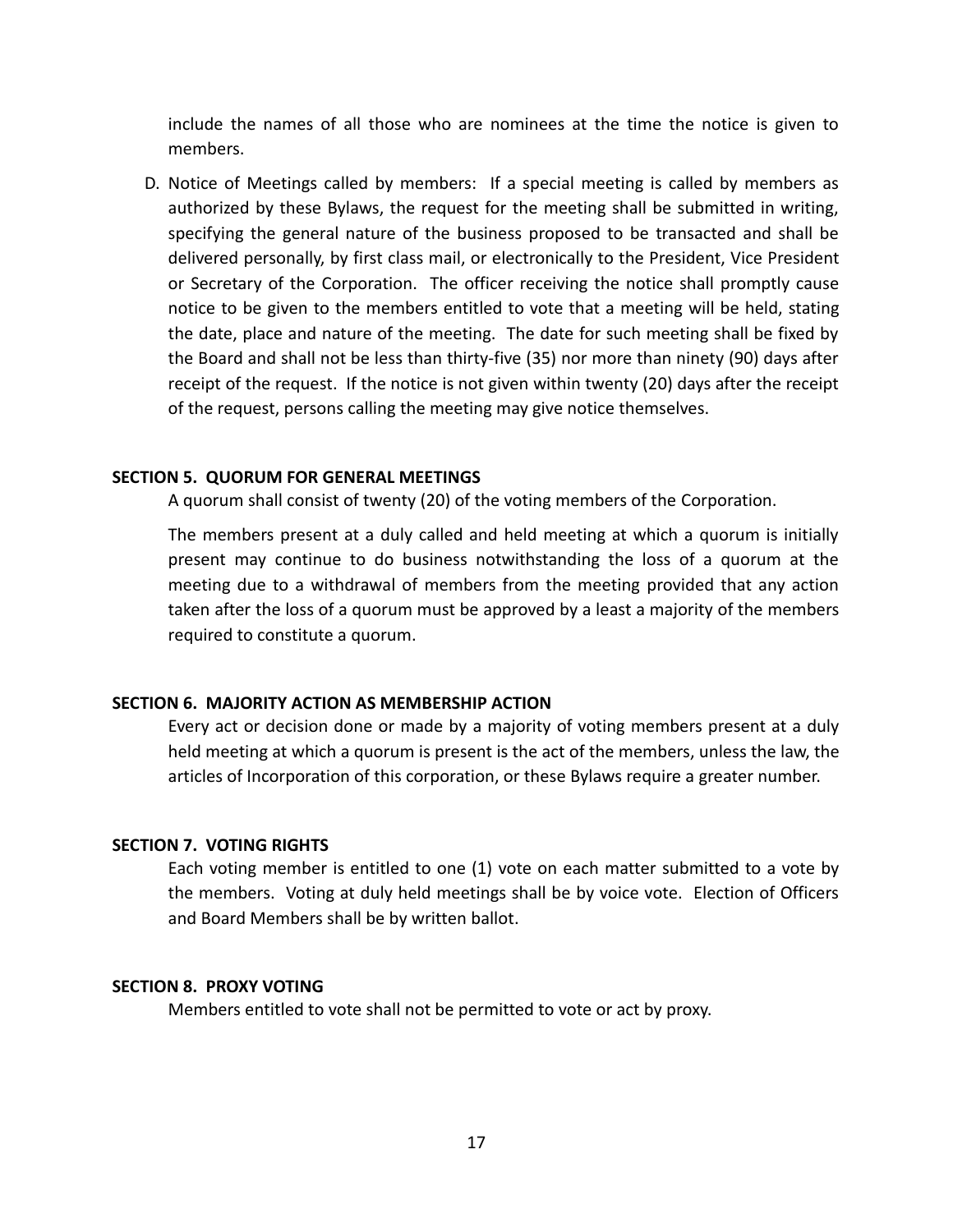include the names of all those who are nominees at the time the notice is given to members.

D. Notice of Meetings called by members: If a special meeting is called by members as authorized by these Bylaws, the request for the meeting shall be submitted in writing, specifying the general nature of the business proposed to be transacted and shall be delivered personally, by first class mail, or electronically to the President, Vice President or Secretary of the Corporation. The officer receiving the notice shall promptly cause notice to be given to the members entitled to vote that a meeting will be held, stating the date, place and nature of the meeting. The date for such meeting shall be fixed by the Board and shall not be less than thirty-five (35) nor more than ninety (90) days after receipt of the request. If the notice is not given within twenty (20) days after the receipt of the request, persons calling the meeting may give notice themselves.

**SECTION 5. QUORUM FOR GENERAL MEETINGS**

A quorum shall consist of twenty (20) of the voting members of the Corporation.

The members present at a duly called and held meeting at which a quorum is initially present may continue to do business notwithstanding the loss of a quorum at the meeting due to a withdrawal of members from the meeting provided that any action taken after the loss of a quorum must be approved by a least a majority of the members required to constitute a quorum.

**SECTION 6. MAJORITY ACTION AS MEMBERSHIP ACTION**

Every act or decision done or made by a majority of voting members present at a duly held meeting at which a quorum is present is the act of the members, unless the law, the articles of Incorporation of this corporation, or these Bylaws require a greater number.

**SECTION 7. VOTING RIGHTS**

Each voting member is entitled to one (1) vote on each matter submitted to a vote by the members. Voting at duly held meetings shall be by voice vote. Election of Officers and Board Members shall be by written ballot.

**SECTION 8. PROXY VOTING**

Members entitled to vote shall not be permitted to vote or act by proxy.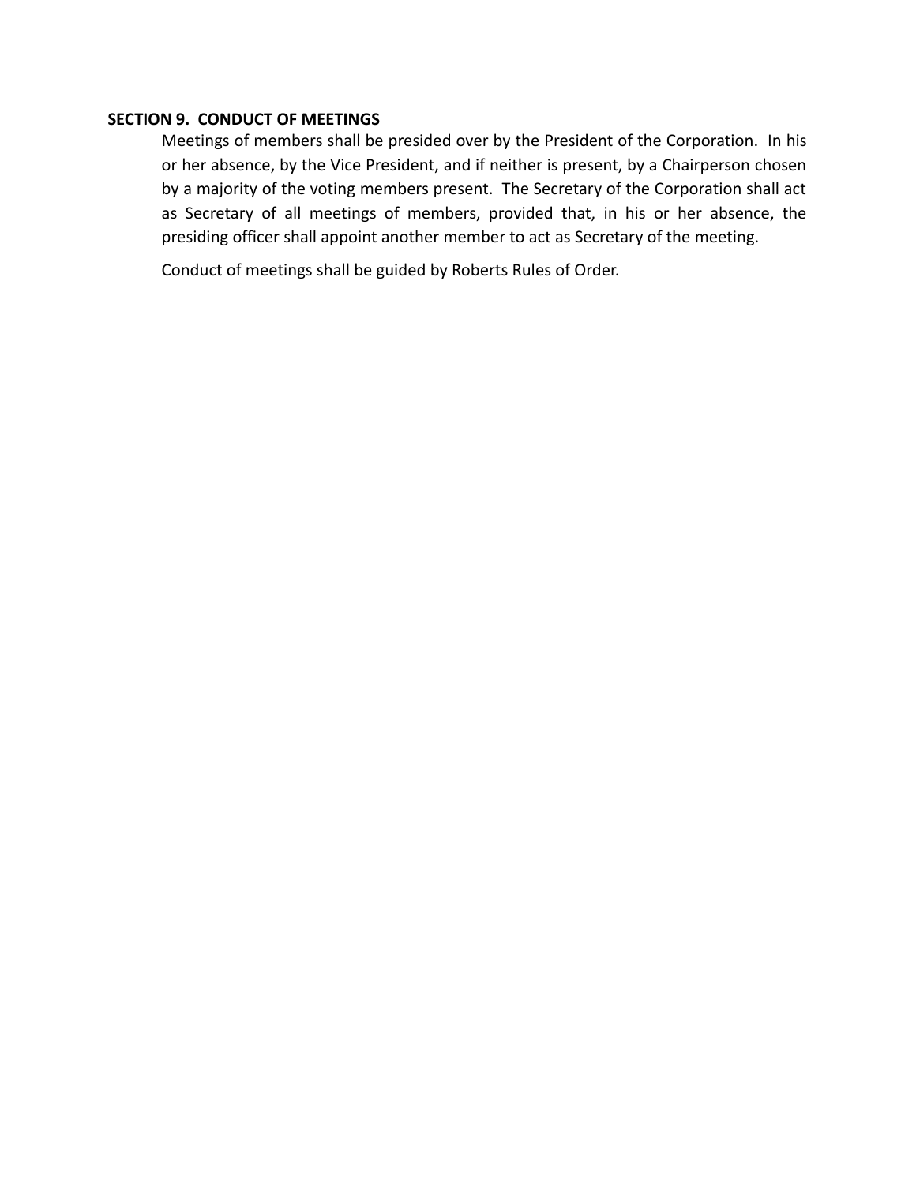**SECTION 9. CONDUCT OF MEETINGS**

Meetings of members shall be presided over by the President of the Corporation. In his or her absence, by the Vice President, and if neither is present, by a Chairperson chosen by a majority of the voting members present. The Secretary of the Corporation shall act as Secretary of all meetings of members, provided that, in his or her absence, the presiding officer shall appoint another member to act as Secretary of the meeting.

Conduct of meetings shall be guided by Roberts Rules of Order.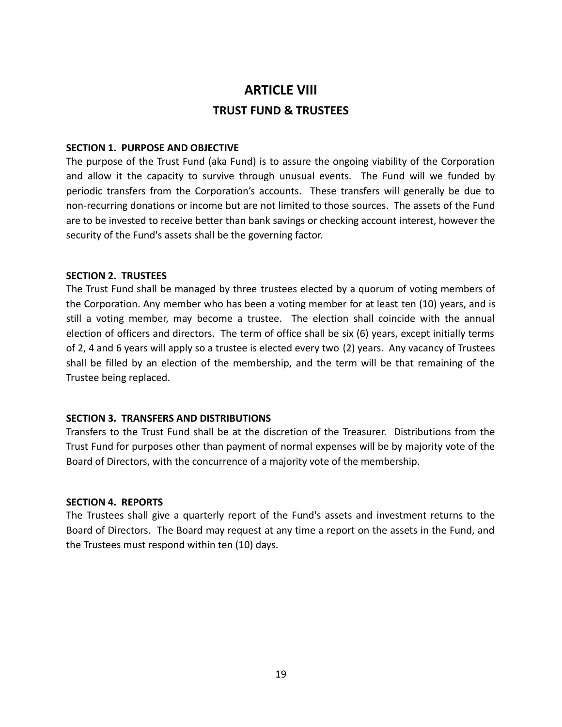# ARTICLE VIII

## TRUST FUND & TRUSTEES

**SECTION 1. PURPOSE AND OBJECTIVE**

The purpose of the Trust Fund (aka Fund) is to assure the ongoing viability of the Corporation and allow it the capacity to survive through unusual events. The Fund will we funded by periodic transfers from the Corporation's accounts. These transfers will generally be due to non-recurring donations or income but are not limited to those sources. The assets of the Fund are to be invested to receive better than bank savings or checking account interest, however the security of the Fund's assets shall be the governing factor.

**SECTION 2. TRUSTEES**

The Trust Fund shall be managed by three trustees elected by a quorum of voting members of the Corporation. Any member who has been a voting member for at least ten (10) years, and is still a voting member, may become a trustee. The election shall coincide with the annual election of officers and directors. The term of office shall be six (6) years, except initially terms of 2, 4 and 6 years will apply so a trustee is elected every two (2) years. Any vacancy of Trustees shall be filled by an election of the membership, and the term will be that remaining of the Trustee being replaced.

**SECTION 3. TRANSFERS AND DISTRIBUTIONS**

Transfers to the Trust Fund shall be at the discretion of the Treasurer. Distributions from the Trust Fund for purposes other than payment of normal expenses will be by majority vote of the Board of Directors, with the concurrence of a majority vote of the membership.

**SECTION 4. REPORTS**

The Trustees shall give a quarterly report of the Fund's assets and investment returns to the Board of Directors. The Board may request at any time a report on the assets in the Fund, and the Trustees must respond within ten (10) days.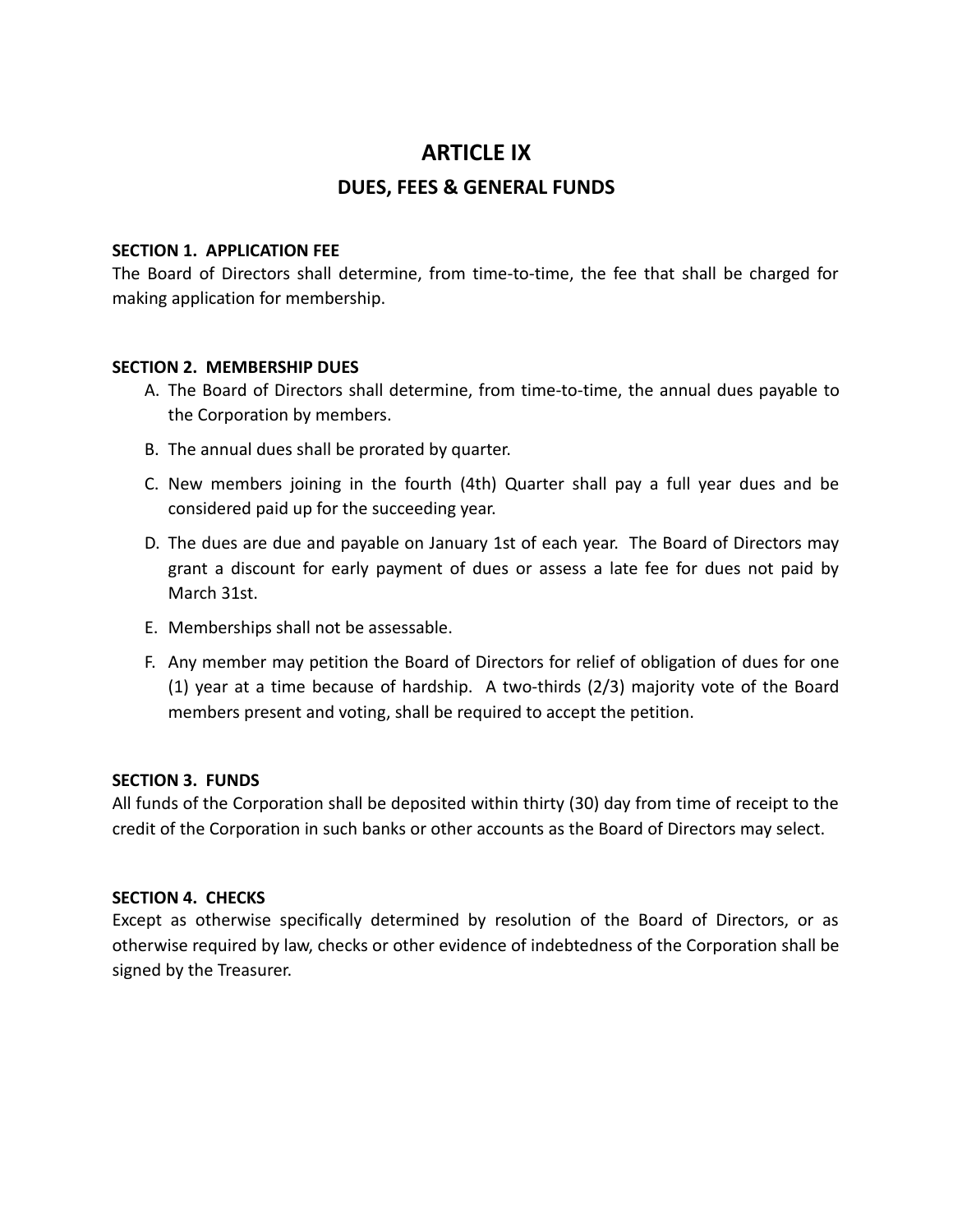# ARTICLE IX

## DUES, FEES & GENERAL FUNDS

**SECTION 1. APPLICATION FEE**

The Board of Directors shall determine, from time-to-time, the fee that shall be charged for making application for membership.

**SECTION 2. MEMBERSHIP DUES**

A. The Board of Directors shall determine, from time-to-time, the annual dues payable to the Corporation by members.

B. The annual dues shall be prorated by quarter.

C. New members joining in the fourth (4th) Quarter shall pay a full year dues and be considered paid up for the succeeding year.

D. The dues are due and payable on January 1st of each year. The Board of Directors may grant a discount for early payment of dues or assess a late fee for dues not paid by March 31st.

E. Memberships shall not be assessable.

F. Any member may petition the Board of Directors for relief of obligation of dues for one (1) year at a time because of hardship. A two-thirds (2/3) majority vote of the Board members present and voting, shall be required to accept the petition.

**SECTION 3. FUNDS**

All funds of the Corporation shall be deposited within thirty (30) day from time of receipt to the credit of the Corporation in such banks or other accounts as the Board of Directors may select.

**SECTION 4. CHECKS**

Except as otherwise specifically determined by resolution of the Board of Directors, or as otherwise required by law, checks or other evidence of indebtedness of the Corporation shall be signed by the Treasurer.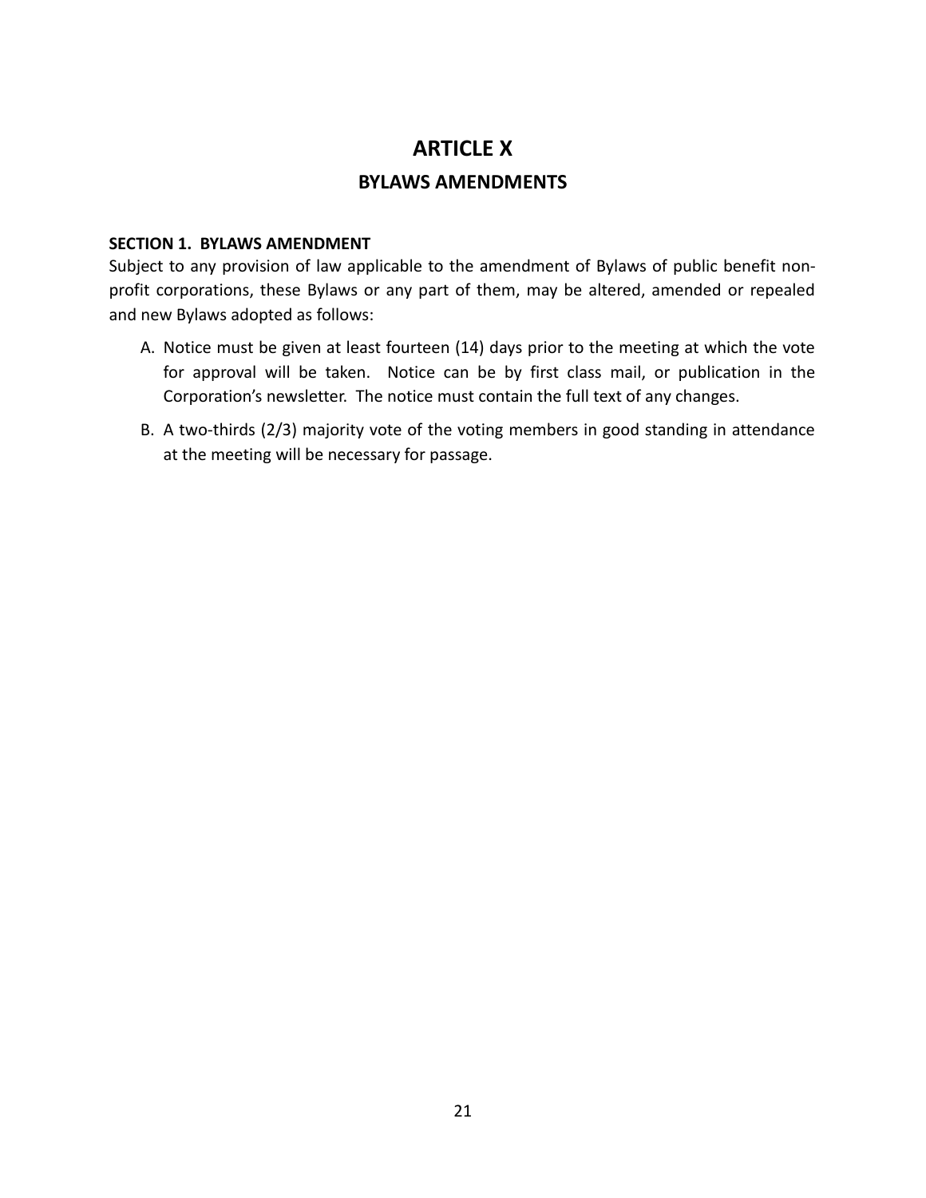# ARTICLE X

## BYLAWS AMENDMENTS

**SECTION 1. BYLAWS AMENDMENT**

Subject to any provision of law applicable to the amendment of Bylaws of public benefit non-profit corporations, these Bylaws or any part of them, may be altered, amended or repealed and new Bylaws adopted as follows:

A. Notice must be given at least fourteen (14) days prior to the meeting at which the vote for approval will be taken. Notice can be by first class mail, or publication in the Corporation's newsletter. The notice must contain the full text of any changes.

B. A two-thirds (2/3) majority vote of the voting members in good standing in attendance at the meeting will be necessary for passage.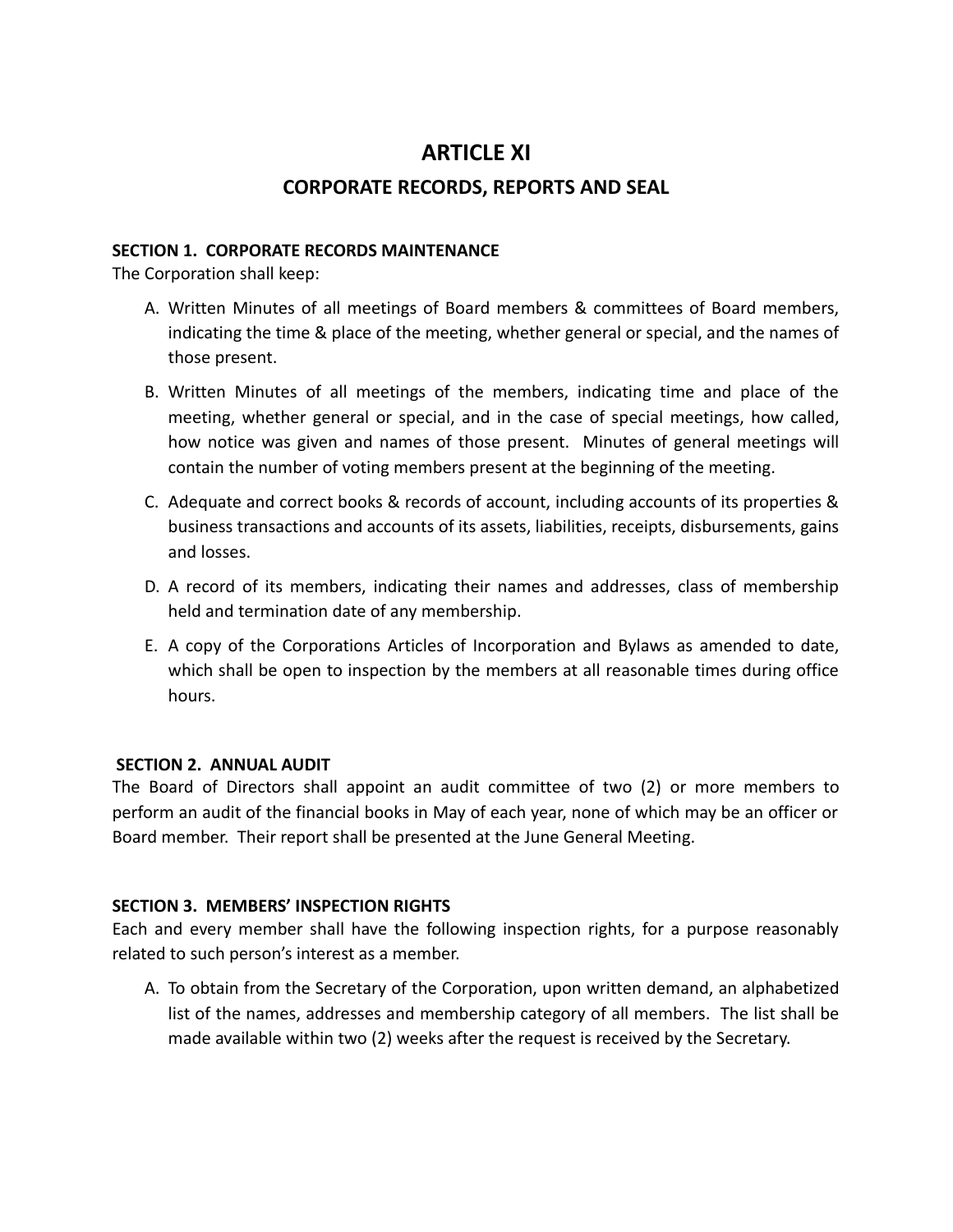# ARTICLE XI

## CORPORATE RECORDS, REPORTS AND SEAL

**SECTION 1. CORPORATE RECORDS MAINTENANCE**

The Corporation shall keep:

A. Written Minutes of all meetings of Board members & committees of Board members, indicating the time & place of the meeting, whether general or special, and the names of those present.

B. Written Minutes of all meetings of the members, indicating time and place of the meeting, whether general or special, and in the case of special meetings, how called, how notice was given and names of those present. Minutes of general meetings will contain the number of voting members present at the beginning of the meeting.

C. Adequate and correct books & records of account, including accounts of its properties & business transactions and accounts of its assets, liabilities, receipts, disbursements, gains and losses.

D. A record of its members, indicating their names and addresses, class of membership held and termination date of any membership.

E. A copy of the Corporations Articles of Incorporation and Bylaws as amended to date, which shall be open to inspection by the members at all reasonable times during office hours.

**SECTION 2. ANNUAL AUDIT**

The Board of Directors shall appoint an audit committee of two (2) or more members to perform an audit of the financial books in May of each year, none of which may be an officer or Board member. Their report shall be presented at the June General Meeting.

**SECTION 3. MEMBERS' INSPECTION RIGHTS**

Each and every member shall have the following inspection rights, for a purpose reasonably related to such person's interest as a member.

A. To obtain from the Secretary of the Corporation, upon written demand, an alphabetized list of the names, addresses and membership category of all members. The list shall be made available within two (2) weeks after the request is received by the Secretary.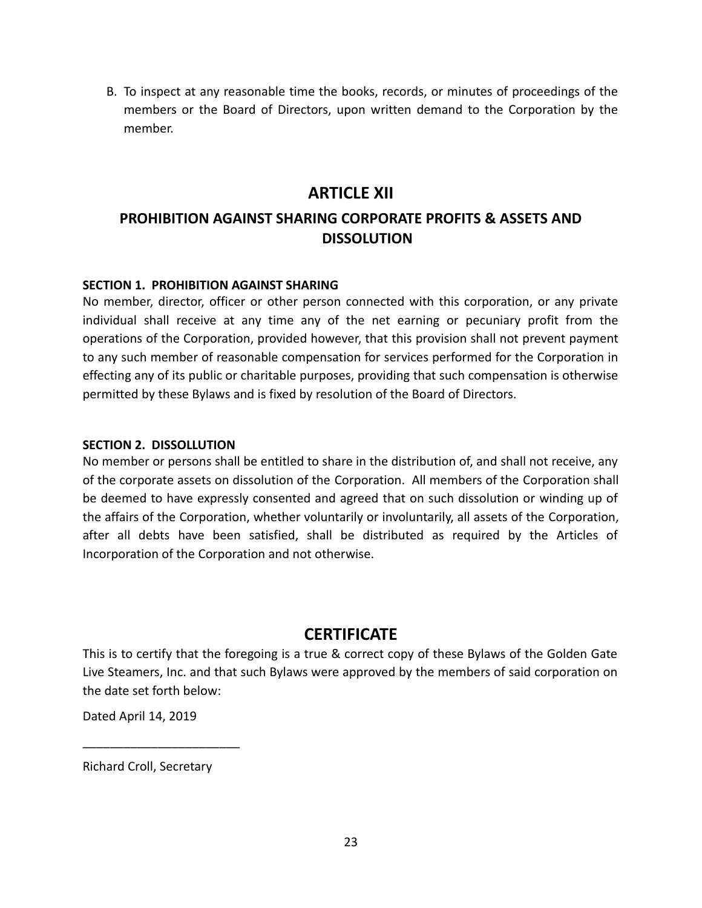B. To inspect at any reasonable time the books, records, or minutes of proceedings of the members or the Board of Directors, upon written demand to the Corporation by the member.

# ARTICLE XII

## PROHIBITION AGAINST SHARING CORPORATE PROFITS & ASSETS AND DISSOLUTION

**SECTION 1. PROHIBITION AGAINST SHARING**

No member, director, officer or other person connected with this corporation, or any private individual shall receive at any time any of the net earning or pecuniary profit from the operations of the Corporation, provided however, that this provision shall not prevent payment to any such member of reasonable compensation for services performed for the Corporation in effecting any of its public or charitable purposes, providing that such compensation is otherwise permitted by these Bylaws and is fixed by resolution of the Board of Directors.

**SECTION 2. DISSOLLUTION**

No member or persons shall be entitled to share in the distribution of, and shall not receive, any of the corporate assets on dissolution of the Corporation. All members of the Corporation shall be deemed to have expressly consented and agreed that on such dissolution or winding up of the affairs of the Corporation, whether voluntarily or involuntarily, all assets of the Corporation, after all debts have been satisfied, shall be distributed as required by the Articles of Incorporation of the Corporation and not otherwise.

# CERTIFICATE

This is to certify that the foregoing is a true & correct copy of these Bylaws of the Golden Gate Live Steamers, Inc. and that such Bylaws were approved by the members of said corporation on the date set forth below:

Dated April 14, 2019

_______________________

Richard Croll, Secretary